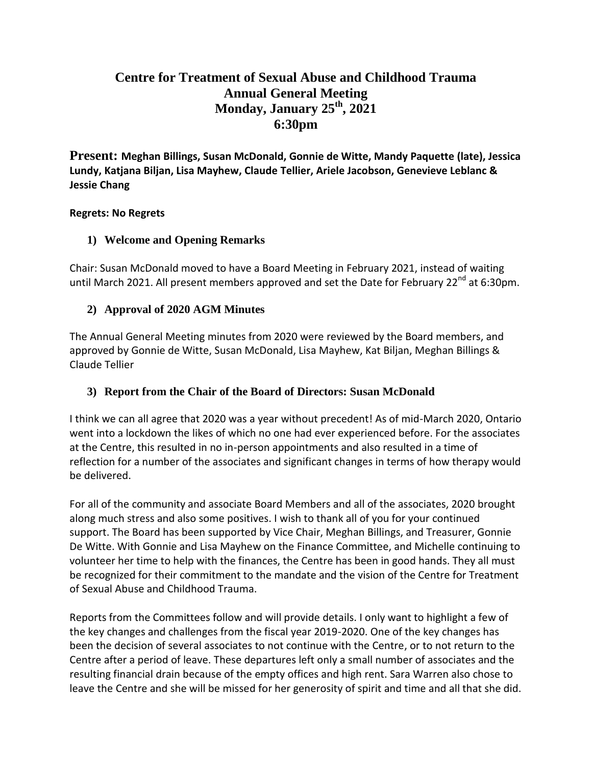# Centre for Treatment of Sexual Abuse and Childhood Trauma
# Annual General Meeting
# Monday, January 25th, 2021
# 6:30pm

**Present: Meghan Billings, Susan McDonald, Gonnie de Witte, Mandy Paquette (late), Jessica Lundy, Katjana Biljan, Lisa Mayhew, Claude Tellier, Ariele Jacobson, Genevieve Leblanc & Jessie Chang**

**Regrets: No Regrets**

## 1) Welcome and Opening Remarks

Chair: Susan McDonald moved to have a Board Meeting in February 2021, instead of waiting until March 2021. All present members approved and set the Date for February 22nd at 6:30pm.

## 2) Approval of 2020 AGM Minutes

The Annual General Meeting minutes from 2020 were reviewed by the Board members, and approved by Gonnie de Witte, Susan McDonald, Lisa Mayhew, Kat Biljan, Meghan Billings & Claude Tellier

## 3) Report from the Chair of the Board of Directors: Susan McDonald

I think we can all agree that 2020 was a year without precedent! As of mid-March 2020, Ontario went into a lockdown the likes of which no one had ever experienced before. For the associates at the Centre, this resulted in no in-person appointments and also resulted in a time of reflection for a number of the associates and significant changes in terms of how therapy would be delivered.

For all of the community and associate Board Members and all of the associates, 2020 brought along much stress and also some positives. I wish to thank all of you for your continued support. The Board has been supported by Vice Chair, Meghan Billings, and Treasurer, Gonnie De Witte. With Gonnie and Lisa Mayhew on the Finance Committee, and Michelle continuing to volunteer her time to help with the finances, the Centre has been in good hands. They all must be recognized for their commitment to the mandate and the vision of the Centre for Treatment of Sexual Abuse and Childhood Trauma.

Reports from the Committees follow and will provide details. I only want to highlight a few of the key changes and challenges from the fiscal year 2019-2020. One of the key changes has been the decision of several associates to not continue with the Centre, or to not return to the Centre after a period of leave. These departures left only a small number of associates and the resulting financial drain because of the empty offices and high rent. Sara Warren also chose to leave the Centre and she will be missed for her generosity of spirit and time and all that she did.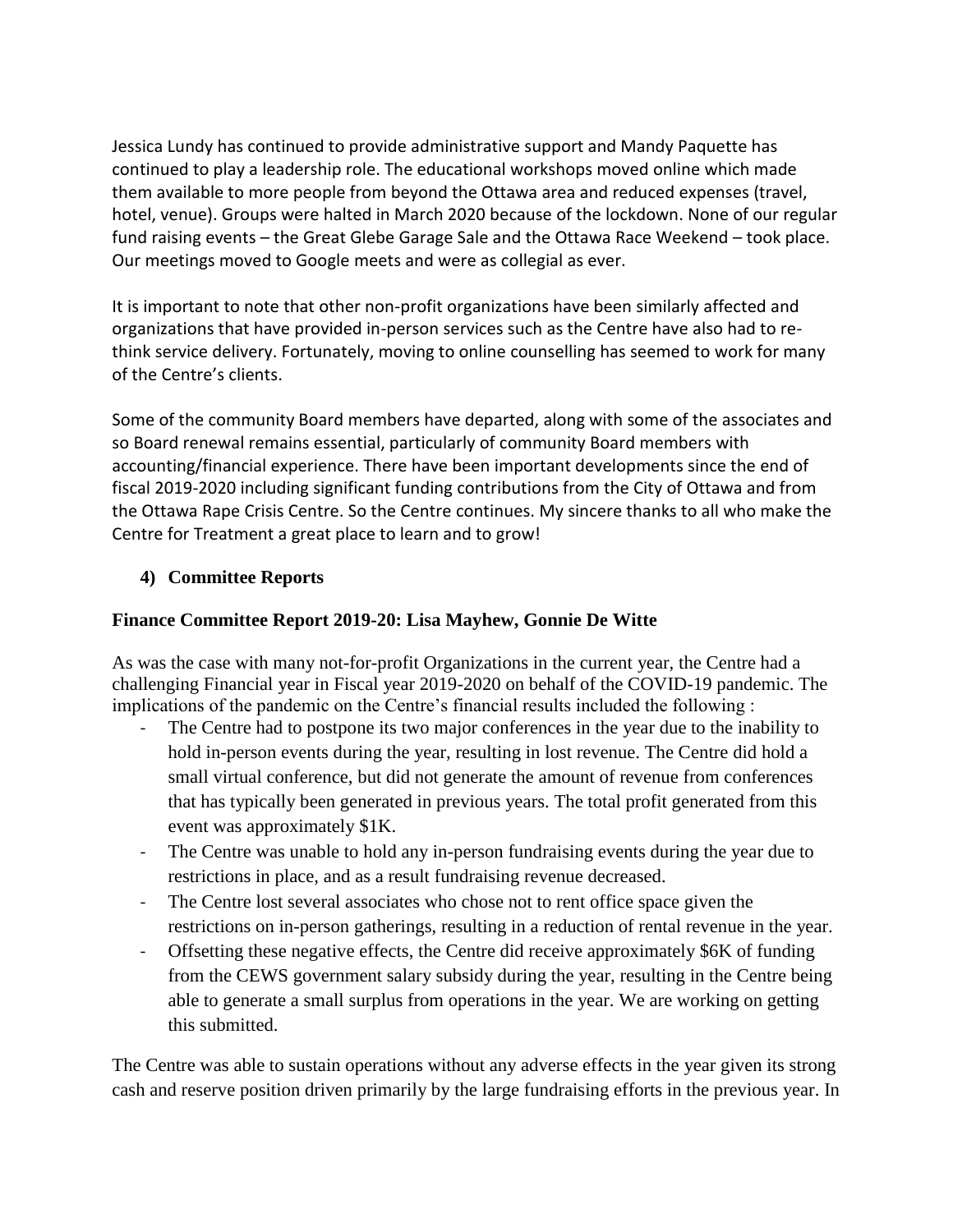Jessica Lundy has continued to provide administrative support and Mandy Paquette has continued to play a leadership role. The educational workshops moved online which made them available to more people from beyond the Ottawa area and reduced expenses (travel, hotel, venue). Groups were halted in March 2020 because of the lockdown. None of our regular fund raising events – the Great Glebe Garage Sale and the Ottawa Race Weekend – took place. Our meetings moved to Google meets and were as collegial as ever.

It is important to note that other non-profit organizations have been similarly affected and organizations that have provided in-person services such as the Centre have also had to re-think service delivery. Fortunately, moving to online counselling has seemed to work for many of the Centre's clients.

Some of the community Board members have departed, along with some of the associates and so Board renewal remains essential, particularly of community Board members with accounting/financial experience. There have been important developments since the end of fiscal 2019-2020 including significant funding contributions from the City of Ottawa and from the Ottawa Rape Crisis Centre. So the Centre continues. My sincere thanks to all who make the Centre for Treatment a great place to learn and to grow!

## 4) Committee Reports

### Finance Committee Report 2019-20: Lisa Mayhew, Gonnie De Witte

As was the case with many not-for-profit Organizations in the current year, the Centre had a challenging Financial year in Fiscal year 2019-2020 on behalf of the COVID-19 pandemic. The implications of the pandemic on the Centre's financial results included the following :

- The Centre had to postpone its two major conferences in the year due to the inability to hold in-person events during the year, resulting in lost revenue. The Centre did hold a small virtual conference, but did not generate the amount of revenue from conferences that has typically been generated in previous years. The total profit generated from this event was approximately $1K.
- The Centre was unable to hold any in-person fundraising events during the year due to restrictions in place, and as a result fundraising revenue decreased.
- The Centre lost several associates who chose not to rent office space given the restrictions on in-person gatherings, resulting in a reduction of rental revenue in the year.
- Offsetting these negative effects, the Centre did receive approximately $6K of funding from the CEWS government salary subsidy during the year, resulting in the Centre being able to generate a small surplus from operations in the year. We are working on getting this submitted.

The Centre was able to sustain operations without any adverse effects in the year given its strong cash and reserve position driven primarily by the large fundraising efforts in the previous year. In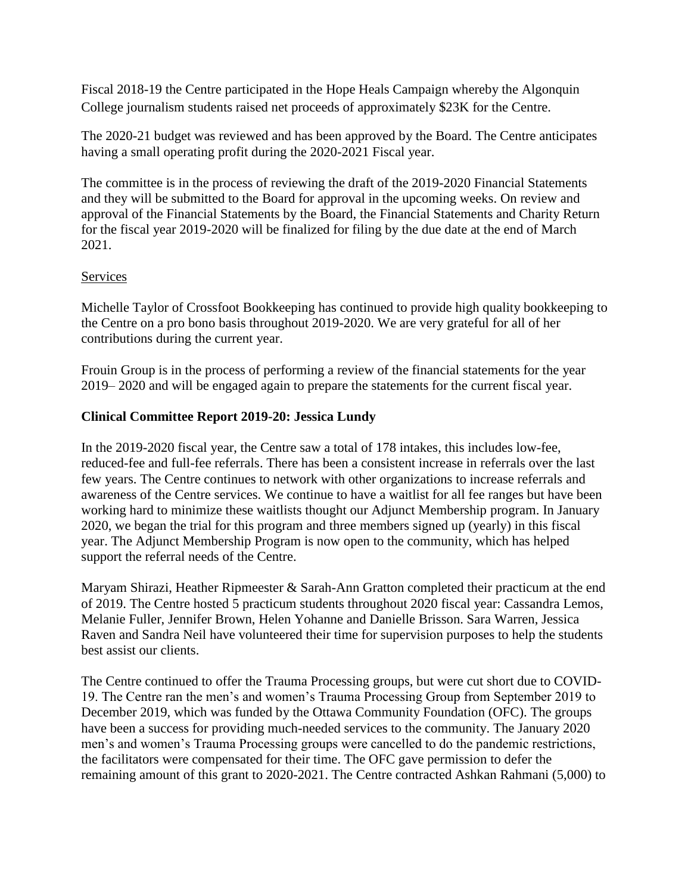Fiscal 2018-19 the Centre participated in the Hope Heals Campaign whereby the Algonquin College journalism students raised net proceeds of approximately $23K for the Centre.

The 2020-21 budget was reviewed and has been approved by the Board. The Centre anticipates having a small operating profit during the 2020-2021 Fiscal year.

The committee is in the process of reviewing the draft of the 2019-2020 Financial Statements and they will be submitted to the Board for approval in the upcoming weeks. On review and approval of the Financial Statements by the Board, the Financial Statements and Charity Return for the fiscal year 2019-2020 will be finalized for filing by the due date at the end of March 2021.

Services

Michelle Taylor of Crossfoot Bookkeeping has continued to provide high quality bookkeeping to the Centre on a pro bono basis throughout 2019-2020. We are very grateful for all of her contributions during the current year.

Frouin Group is in the process of performing a review of the financial statements for the year 2019– 2020 and will be engaged again to prepare the statements for the current fiscal year.

**Clinical Committee Report 2019-20: Jessica Lundy**

In the 2019-2020 fiscal year, the Centre saw a total of 178 intakes, this includes low-fee, reduced-fee and full-fee referrals. There has been a consistent increase in referrals over the last few years. The Centre continues to network with other organizations to increase referrals and awareness of the Centre services. We continue to have a waitlist for all fee ranges but have been working hard to minimize these waitlists thought our Adjunct Membership program. In January 2020, we began the trial for this program and three members signed up (yearly) in this fiscal year. The Adjunct Membership Program is now open to the community, which has helped support the referral needs of the Centre.

Maryam Shirazi, Heather Ripmeester & Sarah-Ann Gratton completed their practicum at the end of 2019. The Centre hosted 5 practicum students throughout 2020 fiscal year: Cassandra Lemos, Melanie Fuller, Jennifer Brown, Helen Yohanne and Danielle Brisson. Sara Warren, Jessica Raven and Sandra Neil have volunteered their time for supervision purposes to help the students best assist our clients.

The Centre continued to offer the Trauma Processing groups, but were cut short due to COVID-19. The Centre ran the men's and women's Trauma Processing Group from September 2019 to December 2019, which was funded by the Ottawa Community Foundation (OFC). The groups have been a success for providing much-needed services to the community. The January 2020 men's and women's Trauma Processing groups were cancelled to do the pandemic restrictions, the facilitators were compensated for their time. The OFC gave permission to defer the remaining amount of this grant to 2020-2021. The Centre contracted Ashkan Rahmani (5,000) to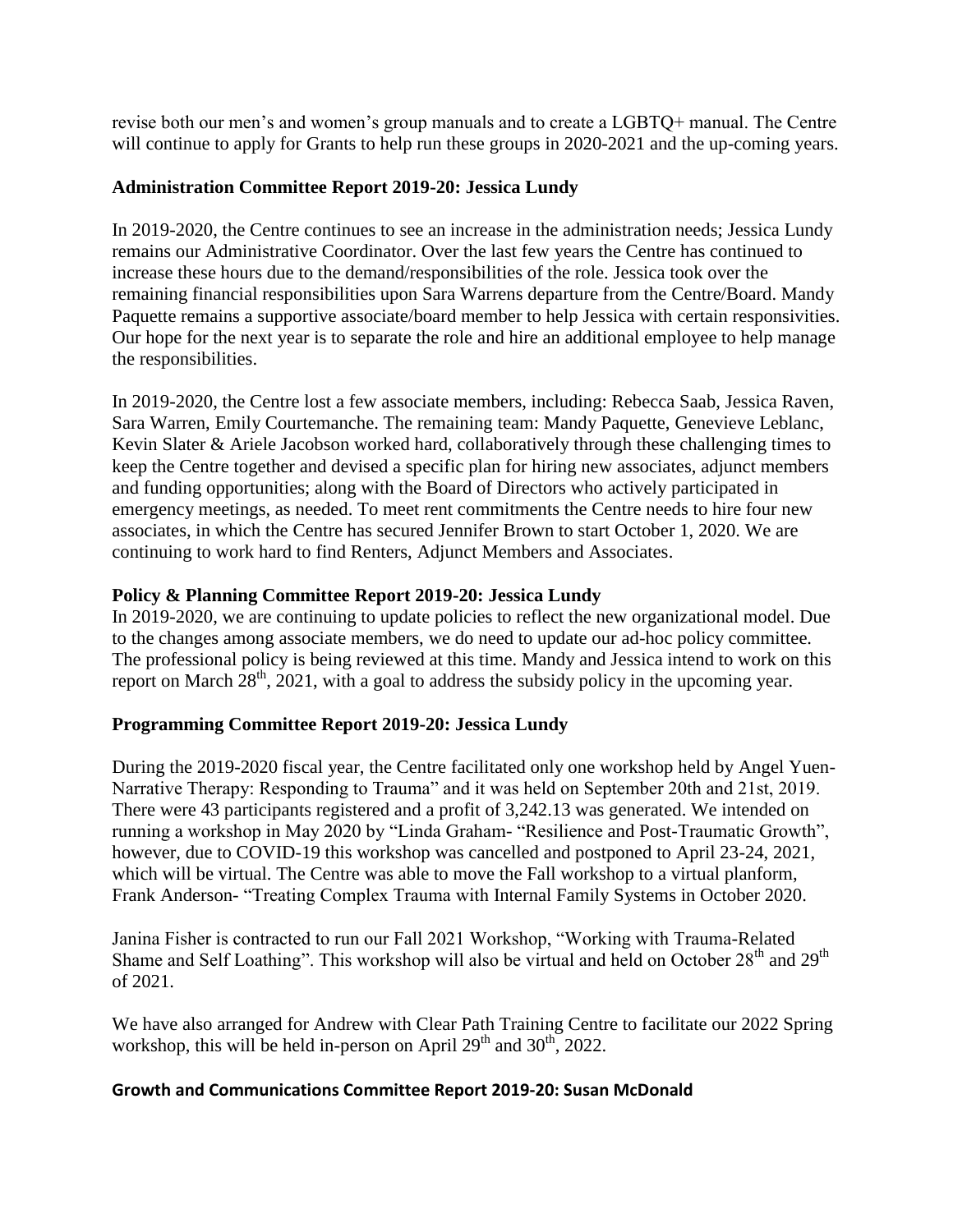revise both our men's and women's group manuals and to create a LGBTQ+ manual. The Centre will continue to apply for Grants to help run these groups in 2020-2021 and the up-coming years.

### Administration Committee Report 2019-20: Jessica Lundy

In 2019-2020, the Centre continues to see an increase in the administration needs; Jessica Lundy remains our Administrative Coordinator. Over the last few years the Centre has continued to increase these hours due to the demand/responsibilities of the role. Jessica took over the remaining financial responsibilities upon Sara Warrens departure from the Centre/Board. Mandy Paquette remains a supportive associate/board member to help Jessica with certain responsivities. Our hope for the next year is to separate the role and hire an additional employee to help manage the responsibilities.

In 2019-2020, the Centre lost a few associate members, including: Rebecca Saab, Jessica Raven, Sara Warren, Emily Courtemanche. The remaining team: Mandy Paquette, Genevieve Leblanc, Kevin Slater & Ariele Jacobson worked hard, collaboratively through these challenging times to keep the Centre together and devised a specific plan for hiring new associates, adjunct members and funding opportunities; along with the Board of Directors who actively participated in emergency meetings, as needed. To meet rent commitments the Centre needs to hire four new associates, in which the Centre has secured Jennifer Brown to start October 1, 2020. We are continuing to work hard to find Renters, Adjunct Members and Associates.

### Policy & Planning Committee Report 2019-20: Jessica Lundy

In 2019-2020, we are continuing to update policies to reflect the new organizational model. Due to the changes among associate members, we do need to update our ad-hoc policy committee. The professional policy is being reviewed at this time. Mandy and Jessica intend to work on this report on March 28th, 2021, with a goal to address the subsidy policy in the upcoming year.

### Programming Committee Report 2019-20: Jessica Lundy

During the 2019-2020 fiscal year, the Centre facilitated only one workshop held by Angel Yuen-Narrative Therapy: Responding to Trauma" and it was held on September 20th and 21st, 2019. There were 43 participants registered and a profit of 3,242.13 was generated. We intended on running a workshop in May 2020 by "Linda Graham- "Resilience and Post-Traumatic Growth", however, due to COVID-19 this workshop was cancelled and postponed to April 23-24, 2021, which will be virtual. The Centre was able to move the Fall workshop to a virtual planform, Frank Anderson- "Treating Complex Trauma with Internal Family Systems in October 2020.

Janina Fisher is contracted to run our Fall 2021 Workshop, "Working with Trauma-Related Shame and Self Loathing". This workshop will also be virtual and held on October 28th and 29th of 2021.

We have also arranged for Andrew with Clear Path Training Centre to facilitate our 2022 Spring workshop, this will be held in-person on April 29th and 30th, 2022.

### Growth and Communications Committee Report 2019-20: Susan McDonald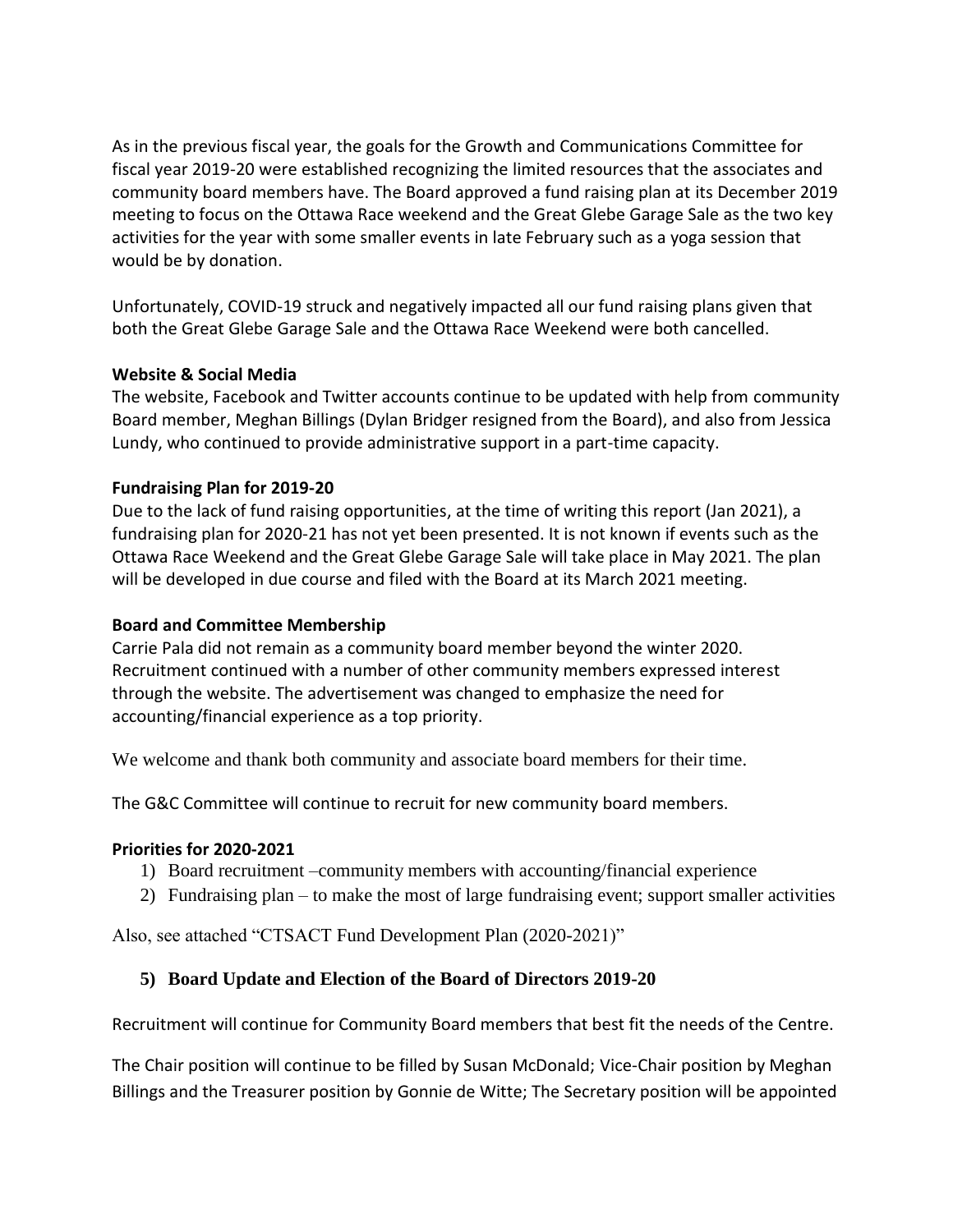As in the previous fiscal year, the goals for the Growth and Communications Committee for fiscal year 2019-20 were established recognizing the limited resources that the associates and community board members have. The Board approved a fund raising plan at its December 2019 meeting to focus on the Ottawa Race weekend and the Great Glebe Garage Sale as the two key activities for the year with some smaller events in late February such as a yoga session that would be by donation.

Unfortunately, COVID-19 struck and negatively impacted all our fund raising plans given that both the Great Glebe Garage Sale and the Ottawa Race Weekend were both cancelled.

**Website & Social Media**

The website, Facebook and Twitter accounts continue to be updated with help from community Board member, Meghan Billings (Dylan Bridger resigned from the Board), and also from Jessica Lundy, who continued to provide administrative support in a part-time capacity.

**Fundraising Plan for 2019-20**

Due to the lack of fund raising opportunities, at the time of writing this report (Jan 2021), a fundraising plan for 2020-21 has not yet been presented. It is not known if events such as the Ottawa Race Weekend and the Great Glebe Garage Sale will take place in May 2021. The plan will be developed in due course and filed with the Board at its March 2021 meeting.

**Board and Committee Membership**

Carrie Pala did not remain as a community board member beyond the winter 2020. Recruitment continued with a number of other community members expressed interest through the website. The advertisement was changed to emphasize the need for accounting/financial experience as a top priority.

We welcome and thank both community and associate board members for their time.

The G&C Committee will continue to recruit for new community board members.

**Priorities for 2020-2021**

1) Board recruitment –community members with accounting/financial experience
2) Fundraising plan – to make the most of large fundraising event; support smaller activities

Also, see attached "CTSACT Fund Development Plan (2020-2021)"

## 5) Board Update and Election of the Board of Directors 2019-20

Recruitment will continue for Community Board members that best fit the needs of the Centre.

The Chair position will continue to be filled by Susan McDonald; Vice-Chair position by Meghan Billings and the Treasurer position by Gonnie de Witte; The Secretary position will be appointed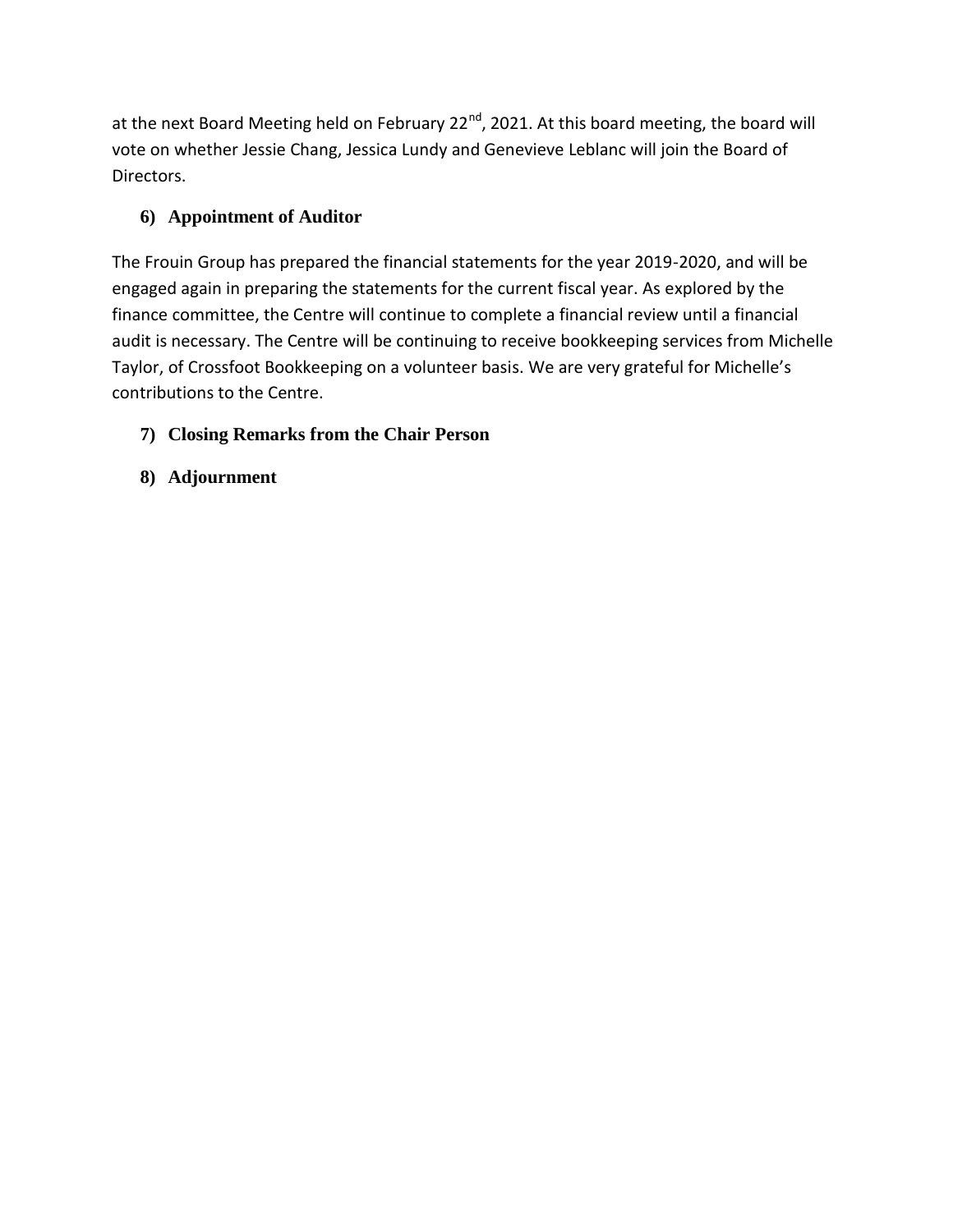at the next Board Meeting held on February 22nd, 2021. At this board meeting, the board will vote on whether Jessie Chang, Jessica Lundy and Genevieve Leblanc will join the Board of Directors.

## 6) Appointment of Auditor

The Frouin Group has prepared the financial statements for the year 2019-2020, and will be engaged again in preparing the statements for the current fiscal year. As explored by the finance committee, the Centre will continue to complete a financial review until a financial audit is necessary. The Centre will be continuing to receive bookkeeping services from Michelle Taylor, of Crossfoot Bookkeeping on a volunteer basis. We are very grateful for Michelle's contributions to the Centre.

## 7) Closing Remarks from the Chair Person

## 8) Adjournment